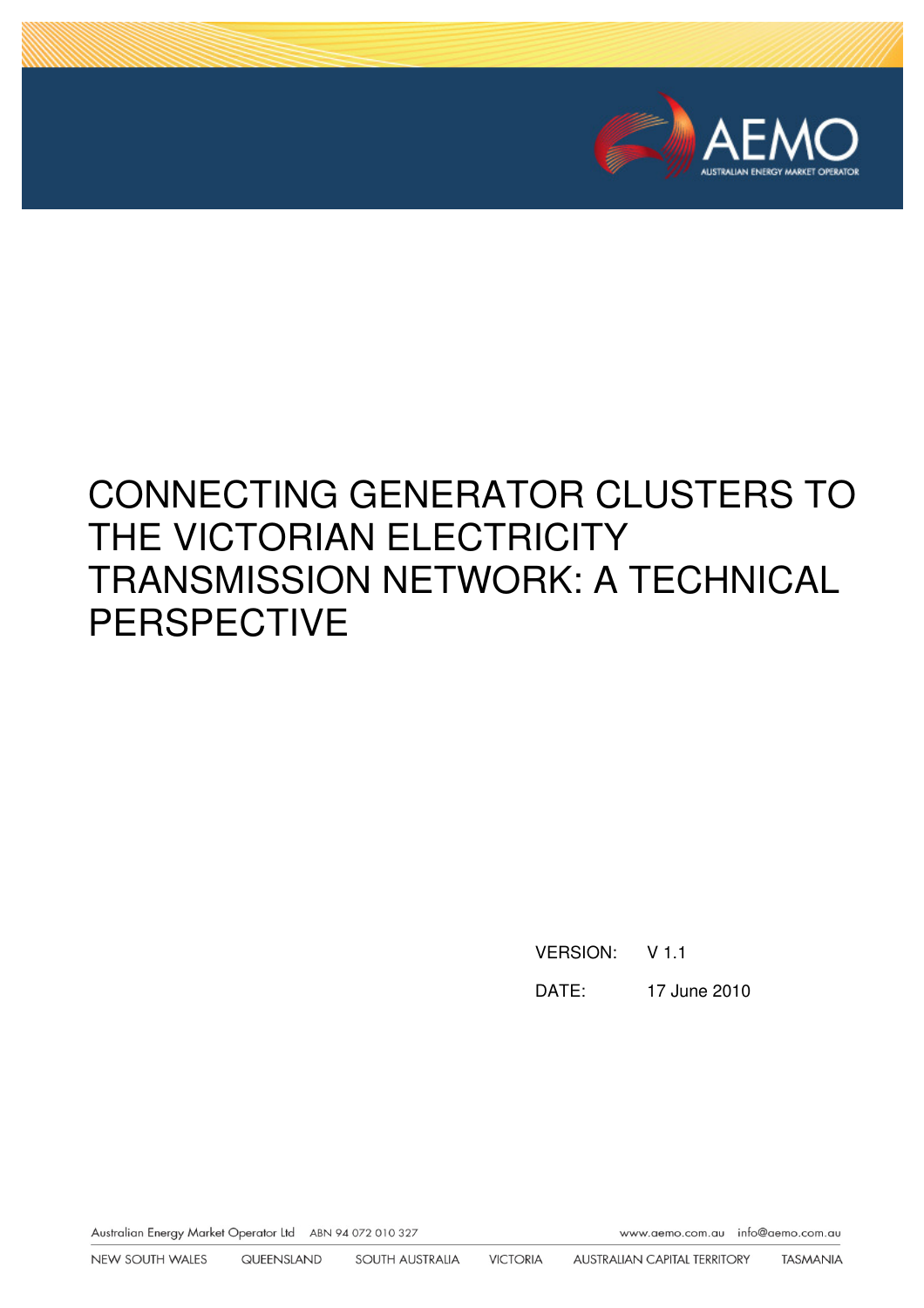# CONNECTING GENERATOR CLUSTERS TO THE VICTORIAN ELECTRICITY TRANSMISSION NETWORK: A TECHNICAL PERSPECTIVE

VERSION: V 1.1

DATE: 17 June 2010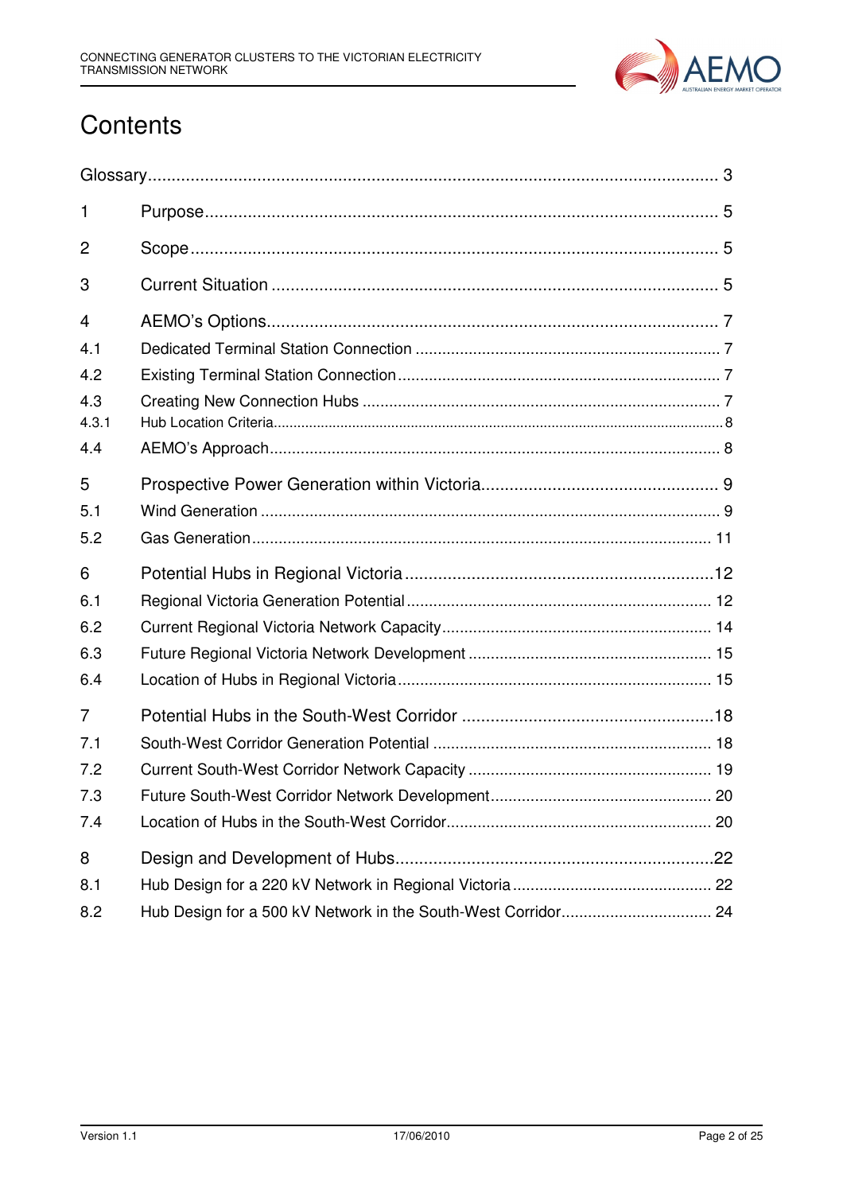# Contents

Glossary ... 3

1 Purpose ... 5

2 Scope ... 5

3 Current Situation ... 5

4 AEMO's Options ... 7

4.1 Dedicated Terminal Station Connection ... 7

4.2 Existing Terminal Station Connection ... 7

4.3 Creating New Connection Hubs ... 7

4.3.1 Hub Location Criteria ... 8

4.4 AEMO's Approach ... 8

5 Prospective Power Generation within Victoria ... 9

5.1 Wind Generation ... 9

5.2 Gas Generation ... 11

6 Potential Hubs in Regional Victoria ... 12

6.1 Regional Victoria Generation Potential ... 12

6.2 Current Regional Victoria Network Capacity ... 14

6.3 Future Regional Victoria Network Development ... 15

6.4 Location of Hubs in Regional Victoria ... 15

7 Potential Hubs in the South-West Corridor ... 18

7.1 South-West Corridor Generation Potential ... 18

7.2 Current South-West Corridor Network Capacity ... 19

7.3 Future South-West Corridor Network Development ... 20

7.4 Location of Hubs in the South-West Corridor ... 20

8 Design and Development of Hubs ... 22

8.1 Hub Design for a 220 kV Network in Regional Victoria ... 22

8.2 Hub Design for a 500 kV Network in the South-West Corridor ... 24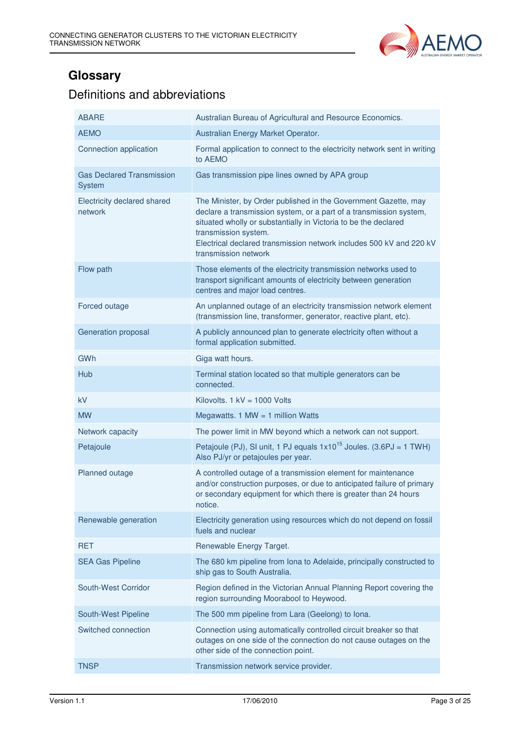# Glossary

## Definitions and abbreviations

| | |
|---|---|
| ABARE | Australian Bureau of Agricultural and Resource Economics. |
| AEMO | Australian Energy Market Operator. |
| Connection application | Formal application to connect to the electricity network sent in writing to AEMO |
| Gas Declared Transmission System | Gas transmission pipe lines owned by APA group |
| Electricity declared shared network | The Minister, by Order published in the Government Gazette, may declare a transmission system, or a part of a transmission system, situated wholly or substantially in Victoria to be the declared transmission system.<br>Electrical declared transmission network includes 500 kV and 220 kV transmission network |
| Flow path | Those elements of the electricity transmission networks used to transport significant amounts of electricity between generation centres and major load centres. |
| Forced outage | An unplanned outage of an electricity transmission network element (transmission line, transformer, generator, reactive plant, etc). |
| Generation proposal | A publicly announced plan to generate electricity often without a formal application submitted. |
| GWh | Giga watt hours. |
| Hub | Terminal station located so that multiple generators can be connected. |
| kV | Kilovolts. 1 kV = 1000 Volts |
| MW | Megawatts. 1 MW = 1 million Watts |
| Network capacity | The power limit in MW beyond which a network can not support. |
| Petajoule | Petajoule (PJ), SI unit, 1 PJ equals $1x10^{15}$ Joules. (3.6PJ = 1 TWH)<br>Also PJ/yr or petajoules per year. |
| Planned outage | A controlled outage of a transmission element for maintenance and/or construction purposes, or due to anticipated failure of primary or secondary equipment for which there is greater than 24 hours notice. |
| Renewable generation | Electricity generation using resources which do not depend on fossil fuels and nuclear |
| RET | Renewable Energy Target. |
| SEA Gas Pipeline | The 680 km pipeline from Iona to Adelaide, principally constructed to ship gas to South Australia. |
| South-West Corridor | Region defined in the Victorian Annual Planning Report covering the region surrounding Moorabool to Heywood. |
| South-West Pipeline | The 500 mm pipeline from Lara (Geelong) to Iona. |
| Switched connection | Connection using automatically controlled circuit breaker so that outages on one side of the connection do not cause outages on the other side of the connection point. |
| TNSP | Transmission network service provider. |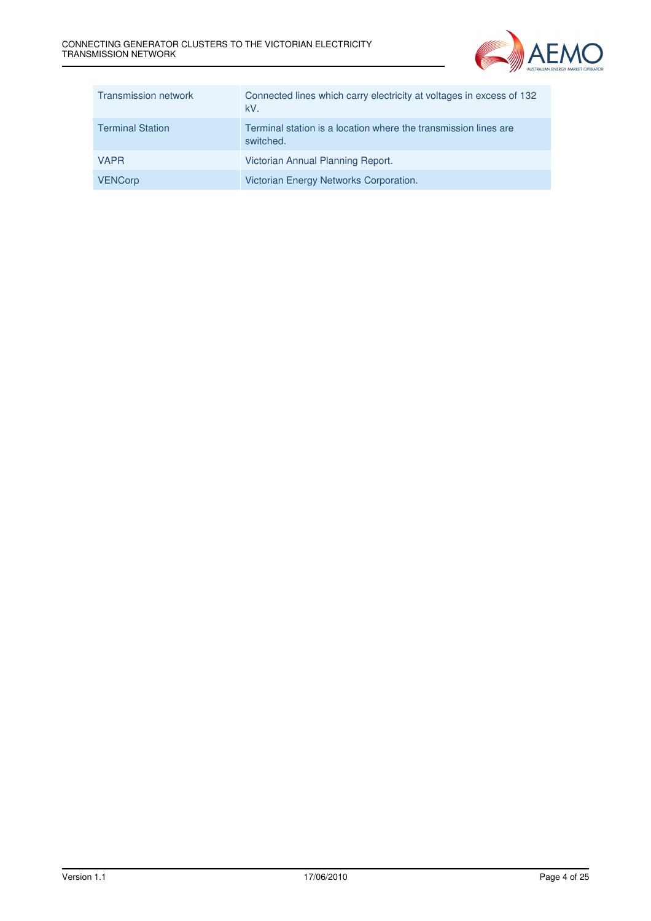| | |
|---|---|
| Transmission network | Connected lines which carry electricity at voltages in excess of 132 kV. |
| Terminal Station | Terminal station is a location where the transmission lines are switched. |
| VAPR | Victorian Annual Planning Report. |
| VENCorp | Victorian Energy Networks Corporation. |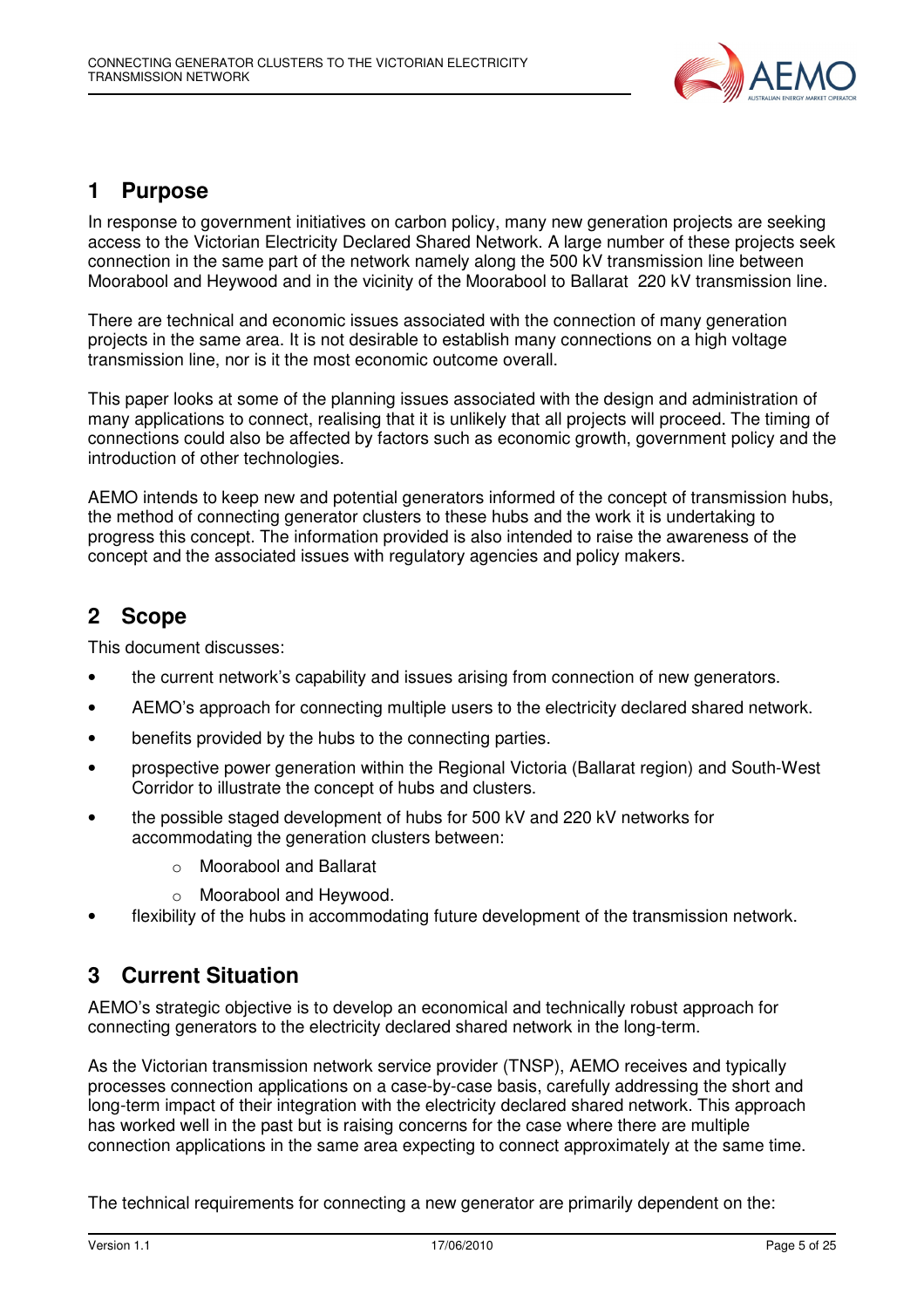# 1 Purpose

In response to government initiatives on carbon policy, many new generation projects are seeking access to the Victorian Electricity Declared Shared Network. A large number of these projects seek connection in the same part of the network namely along the 500 kV transmission line between Moorabool and Heywood and in the vicinity of the Moorabool to Ballarat 220 kV transmission line.

There are technical and economic issues associated with the connection of many generation projects in the same area. It is not desirable to establish many connections on a high voltage transmission line, nor is it the most economic outcome overall.

This paper looks at some of the planning issues associated with the design and administration of many applications to connect, realising that it is unlikely that all projects will proceed. The timing of connections could also be affected by factors such as economic growth, government policy and the introduction of other technologies.

AEMO intends to keep new and potential generators informed of the concept of transmission hubs, the method of connecting generator clusters to these hubs and the work it is undertaking to progress this concept. The information provided is also intended to raise the awareness of the concept and the associated issues with regulatory agencies and policy makers.

# 2 Scope

This document discusses:

- the current network's capability and issues arising from connection of new generators.
- AEMO's approach for connecting multiple users to the electricity declared shared network.
- benefits provided by the hubs to the connecting parties.
- prospective power generation within the Regional Victoria (Ballarat region) and South-West Corridor to illustrate the concept of hubs and clusters.
- the possible staged development of hubs for 500 kV and 220 kV networks for accommodating the generation clusters between:
  - Moorabool and Ballarat
  - Moorabool and Heywood.
- flexibility of the hubs in accommodating future development of the transmission network.

# 3 Current Situation

AEMO's strategic objective is to develop an economical and technically robust approach for connecting generators to the electricity declared shared network in the long-term.

As the Victorian transmission network service provider (TNSP), AEMO receives and typically processes connection applications on a case-by-case basis, carefully addressing the short and long-term impact of their integration with the electricity declared shared network. This approach has worked well in the past but is raising concerns for the case where there are multiple connection applications in the same area expecting to connect approximately at the same time.

The technical requirements for connecting a new generator are primarily dependent on the: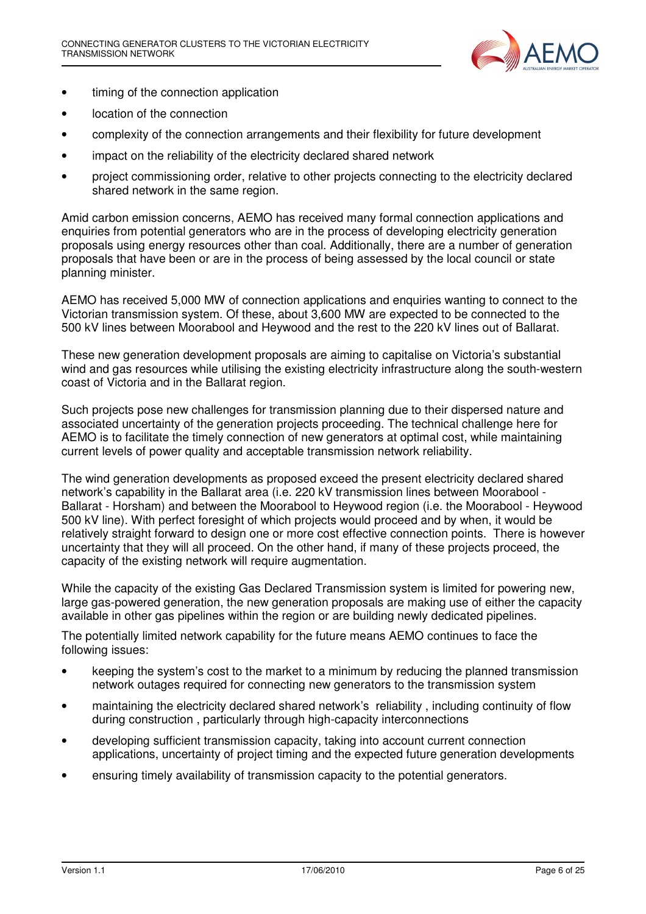- timing of the connection application
- location of the connection
- complexity of the connection arrangements and their flexibility for future development
- impact on the reliability of the electricity declared shared network
- project commissioning order, relative to other projects connecting to the electricity declared shared network in the same region.

Amid carbon emission concerns, AEMO has received many formal connection applications and enquiries from potential generators who are in the process of developing electricity generation proposals using energy resources other than coal. Additionally, there are a number of generation proposals that have been or are in the process of being assessed by the local council or state planning minister.

AEMO has received 5,000 MW of connection applications and enquiries wanting to connect to the Victorian transmission system. Of these, about 3,600 MW are expected to be connected to the 500 kV lines between Moorabool and Heywood and the rest to the 220 kV lines out of Ballarat.

These new generation development proposals are aiming to capitalise on Victoria's substantial wind and gas resources while utilising the existing electricity infrastructure along the south-western coast of Victoria and in the Ballarat region.

Such projects pose new challenges for transmission planning due to their dispersed nature and associated uncertainty of the generation projects proceeding. The technical challenge here for AEMO is to facilitate the timely connection of new generators at optimal cost, while maintaining current levels of power quality and acceptable transmission network reliability.

The wind generation developments as proposed exceed the present electricity declared shared network's capability in the Ballarat area (i.e. 220 kV transmission lines between Moorabool - Ballarat - Horsham) and between the Moorabool to Heywood region (i.e. the Moorabool - Heywood 500 kV line). With perfect foresight of which projects would proceed and by when, it would be relatively straight forward to design one or more cost effective connection points. There is however uncertainty that they will all proceed. On the other hand, if many of these projects proceed, the capacity of the existing network will require augmentation.

While the capacity of the existing Gas Declared Transmission system is limited for powering new, large gas-powered generation, the new generation proposals are making use of either the capacity available in other gas pipelines within the region or are building newly dedicated pipelines.

The potentially limited network capability for the future means AEMO continues to face the following issues:

- keeping the system's cost to the market to a minimum by reducing the planned transmission network outages required for connecting new generators to the transmission system
- maintaining the electricity declared shared network's reliability , including continuity of flow during construction , particularly through high-capacity interconnections
- developing sufficient transmission capacity, taking into account current connection applications, uncertainty of project timing and the expected future generation developments
- ensuring timely availability of transmission capacity to the potential generators.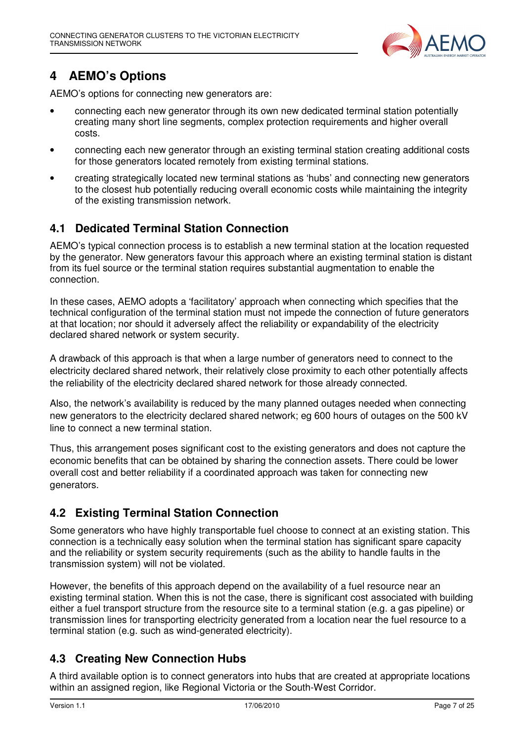# 4 AEMO's Options

AEMO's options for connecting new generators are:

- connecting each new generator through its own new dedicated terminal station potentially creating many short line segments, complex protection requirements and higher overall costs.
- connecting each new generator through an existing terminal station creating additional costs for those generators located remotely from existing terminal stations.
- creating strategically located new terminal stations as 'hubs' and connecting new generators to the closest hub potentially reducing overall economic costs while maintaining the integrity of the existing transmission network.

## 4.1 Dedicated Terminal Station Connection

AEMO's typical connection process is to establish a new terminal station at the location requested by the generator. New generators favour this approach where an existing terminal station is distant from its fuel source or the terminal station requires substantial augmentation to enable the connection.

In these cases, AEMO adopts a 'facilitatory' approach when connecting which specifies that the technical configuration of the terminal station must not impede the connection of future generators at that location; nor should it adversely affect the reliability or expandability of the electricity declared shared network or system security.

A drawback of this approach is that when a large number of generators need to connect to the electricity declared shared network, their relatively close proximity to each other potentially affects the reliability of the electricity declared shared network for those already connected.

Also, the network's availability is reduced by the many planned outages needed when connecting new generators to the electricity declared shared network; eg 600 hours of outages on the 500 kV line to connect a new terminal station.

Thus, this arrangement poses significant cost to the existing generators and does not capture the economic benefits that can be obtained by sharing the connection assets. There could be lower overall cost and better reliability if a coordinated approach was taken for connecting new generators.

## 4.2 Existing Terminal Station Connection

Some generators who have highly transportable fuel choose to connect at an existing station. This connection is a technically easy solution when the terminal station has significant spare capacity and the reliability or system security requirements (such as the ability to handle faults in the transmission system) will not be violated.

However, the benefits of this approach depend on the availability of a fuel resource near an existing terminal station. When this is not the case, there is significant cost associated with building either a fuel transport structure from the resource site to a terminal station (e.g. a gas pipeline) or transmission lines for transporting electricity generated from a location near the fuel resource to a terminal station (e.g. such as wind-generated electricity).

## 4.3 Creating New Connection Hubs

A third available option is to connect generators into hubs that are created at appropriate locations within an assigned region, like Regional Victoria or the South-West Corridor.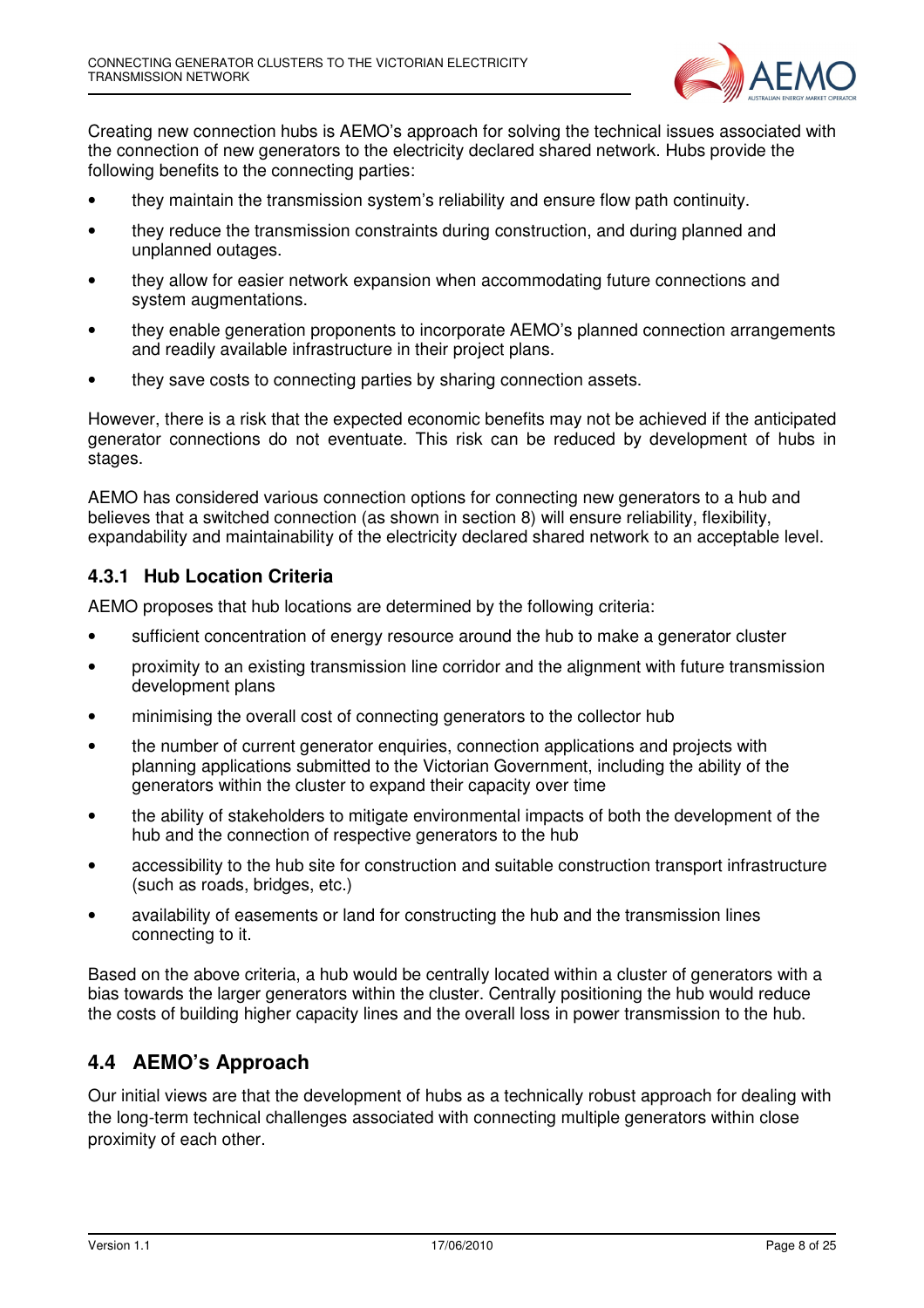Creating new connection hubs is AEMO's approach for solving the technical issues associated with the connection of new generators to the electricity declared shared network. Hubs provide the following benefits to the connecting parties:

- they maintain the transmission system's reliability and ensure flow path continuity.
- they reduce the transmission constraints during construction, and during planned and unplanned outages.
- they allow for easier network expansion when accommodating future connections and system augmentations.
- they enable generation proponents to incorporate AEMO's planned connection arrangements and readily available infrastructure in their project plans.
- they save costs to connecting parties by sharing connection assets.

However, there is a risk that the expected economic benefits may not be achieved if the anticipated generator connections do not eventuate. This risk can be reduced by development of hubs in stages.

AEMO has considered various connection options for connecting new generators to a hub and believes that a switched connection (as shown in section 8) will ensure reliability, flexibility, expandability and maintainability of the electricity declared shared network to an acceptable level.

### 4.3.1 Hub Location Criteria

AEMO proposes that hub locations are determined by the following criteria:

- sufficient concentration of energy resource around the hub to make a generator cluster
- proximity to an existing transmission line corridor and the alignment with future transmission development plans
- minimising the overall cost of connecting generators to the collector hub
- the number of current generator enquiries, connection applications and projects with planning applications submitted to the Victorian Government, including the ability of the generators within the cluster to expand their capacity over time
- the ability of stakeholders to mitigate environmental impacts of both the development of the hub and the connection of respective generators to the hub
- accessibility to the hub site for construction and suitable construction transport infrastructure (such as roads, bridges, etc.)
- availability of easements or land for constructing the hub and the transmission lines connecting to it.

Based on the above criteria, a hub would be centrally located within a cluster of generators with a bias towards the larger generators within the cluster. Centrally positioning the hub would reduce the costs of building higher capacity lines and the overall loss in power transmission to the hub.

## 4.4 AEMO's Approach

Our initial views are that the development of hubs as a technically robust approach for dealing with the long-term technical challenges associated with connecting multiple generators within close proximity of each other.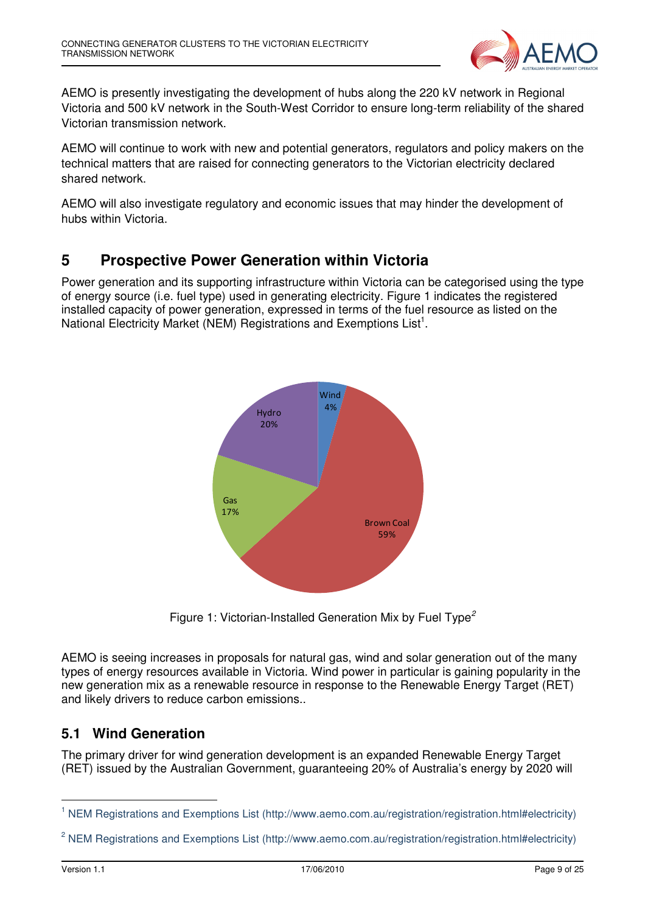AEMO is presently investigating the development of hubs along the 220 kV network in Regional Victoria and 500 kV network in the South-West Corridor to ensure long-term reliability of the shared Victorian transmission network.

AEMO will continue to work with new and potential generators, regulators and policy makers on the technical matters that are raised for connecting generators to the Victorian electricity declared shared network.

AEMO will also investigate regulatory and economic issues that may hinder the development of hubs within Victoria.

# 5 Prospective Power Generation within Victoria

Power generation and its supporting infrastructure within Victoria can be categorised using the type of energy source (i.e. fuel type) used in generating electricity. Figure 1 indicates the registered installed capacity of power generation, expressed in terms of the fuel resource as listed on the National Electricity Market (NEM) Registrations and Exemptions List[1].

Figure 1: Victorian-Installed Generation Mix by Fuel Type[2]

AEMO is seeing increases in proposals for natural gas, wind and solar generation out of the many types of energy resources available in Victoria. Wind power in particular is gaining popularity in the new generation mix as a renewable resource in response to the Renewable Energy Target (RET) and likely drivers to reduce carbon emissions..

## 5.1 Wind Generation

The primary driver for wind generation development is an expanded Renewable Energy Target (RET) issued by the Australian Government, guaranteeing 20% of Australia's energy by 2020 will

[1] NEM Registrations and Exemptions List (http://www.aemo.com.au/registration/registration.html#electricity)

[2] NEM Registrations and Exemptions List (http://www.aemo.com.au/registration/registration.html#electricity)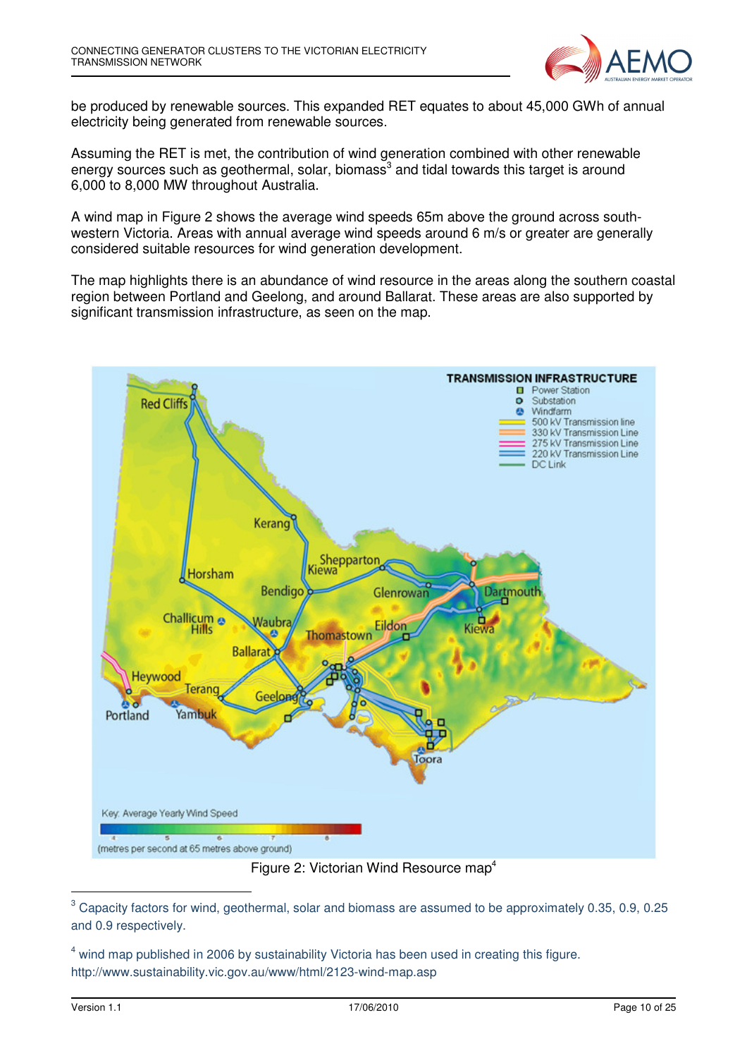be produced by renewable sources. This expanded RET equates to about 45,000 GWh of annual electricity being generated from renewable sources.

Assuming the RET is met, the contribution of wind generation combined with other renewable energy sources such as geothermal, solar, biomass[3] and tidal towards this target is around 6,000 to 8,000 MW throughout Australia.

A wind map in Figure 2 shows the average wind speeds 65m above the ground across south-western Victoria. Areas with annual average wind speeds around 6 m/s or greater are generally considered suitable resources for wind generation development.

The map highlights there is an abundance of wind resource in the areas along the southern coastal region between Portland and Geelong, and around Ballarat. These areas are also supported by significant transmission infrastructure, as seen on the map.

Figure 2: Victorian Wind Resource map[4]

---

[3] Capacity factors for wind, geothermal, solar and biomass are assumed to be approximately 0.35, 0.9, 0.25 and 0.9 respectively.

[4] wind map published in 2006 by sustainability Victoria has been used in creating this figure. http://www.sustainability.vic.gov.au/www/html/2123-wind-map.asp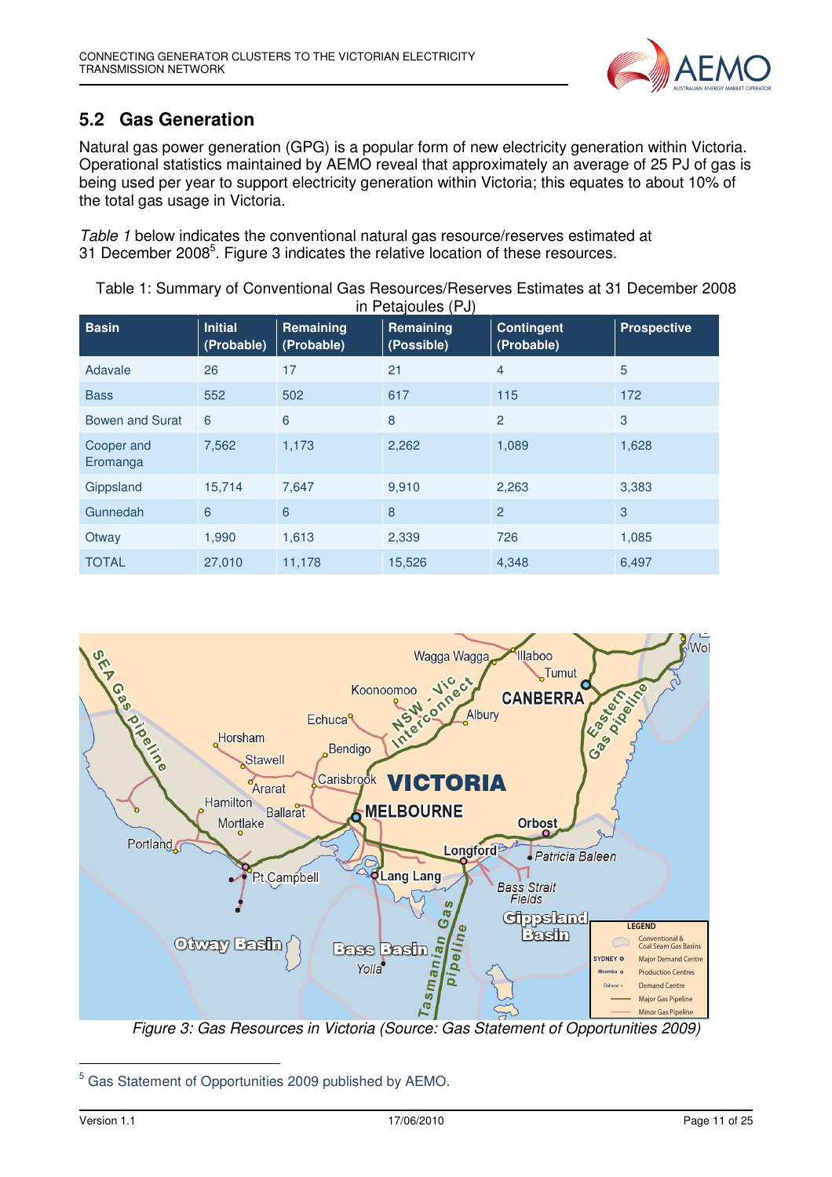## 5.2 Gas Generation

Natural gas power generation (GPG) is a popular form of new electricity generation within Victoria. Operational statistics maintained by AEMO reveal that approximately an average of 25 PJ of gas is being used per year to support electricity generation within Victoria; this equates to about 10% of the total gas usage in Victoria.

*Table 1* below indicates the conventional natural gas resource/reserves estimated at 31 December 2008[5]. Figure 3 indicates the relative location of these resources.

Table 1: Summary of Conventional Gas Resources/Reserves Estimates at 31 December 2008 in Petajoules (PJ)

| Basin | Initial (Probable) | Remaining (Probable) | Remaining (Possible) | Contingent (Probable) | Prospective |
|---|---|---|---|---|---|
| Adavale | 26 | 17 | 21 | 4 | 5 |
| Bass | 552 | 502 | 617 | 115 | 172 |
| Bowen and Surat | 6 | 6 | 8 | 2 | 3 |
| Cooper and Eromanga | 7,562 | 1,173 | 2,262 | 1,089 | 1,628 |
| Gippsland | 15,714 | 7,647 | 9,910 | 2,263 | 3,383 |
| Gunnedah | 6 | 6 | 8 | 2 | 3 |
| Otway | 1,990 | 1,613 | 2,339 | 726 | 1,085 |
| TOTAL | 27,010 | 11,178 | 15,526 | 4,348 | 6,497 |

*Figure 3: Gas Resources in Victoria (Source: Gas Statement of Opportunities 2009)*

[5] Gas Statement of Opportunities 2009 published by AEMO.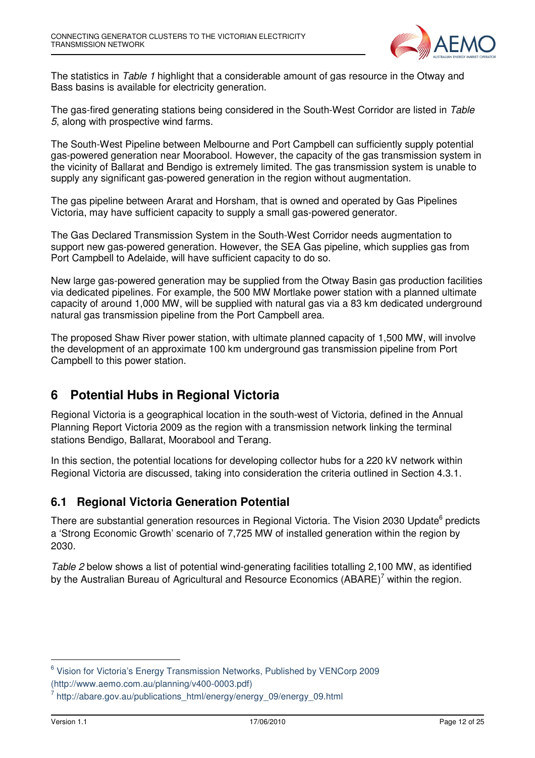The statistics in *Table 1* highlight that a considerable amount of gas resource in the Otway and Bass basins is available for electricity generation.

The gas-fired generating stations being considered in the South-West Corridor are listed in *Table 5*, along with prospective wind farms.

The South-West Pipeline between Melbourne and Port Campbell can sufficiently supply potential gas-powered generation near Moorabool. However, the capacity of the gas transmission system in the vicinity of Ballarat and Bendigo is extremely limited. The gas transmission system is unable to supply any significant gas-powered generation in the region without augmentation.

The gas pipeline between Ararat and Horsham, that is owned and operated by Gas Pipelines Victoria, may have sufficient capacity to supply a small gas-powered generator.

The Gas Declared Transmission System in the South-West Corridor needs augmentation to support new gas-powered generation. However, the SEA Gas pipeline, which supplies gas from Port Campbell to Adelaide, will have sufficient capacity to do so.

New large gas-powered generation may be supplied from the Otway Basin gas production facilities via dedicated pipelines. For example, the 500 MW Mortlake power station with a planned ultimate capacity of around 1,000 MW, will be supplied with natural gas via a 83 km dedicated underground natural gas transmission pipeline from the Port Campbell area.

The proposed Shaw River power station, with ultimate planned capacity of 1,500 MW, will involve the development of an approximate 100 km underground gas transmission pipeline from Port Campbell to this power station.

# 6 Potential Hubs in Regional Victoria

Regional Victoria is a geographical location in the south-west of Victoria, defined in the Annual Planning Report Victoria 2009 as the region with a transmission network linking the terminal stations Bendigo, Ballarat, Moorabool and Terang.

In this section, the potential locations for developing collector hubs for a 220 kV network within Regional Victoria are discussed, taking into consideration the criteria outlined in Section 4.3.1.

## 6.1 Regional Victoria Generation Potential

There are substantial generation resources in Regional Victoria. The Vision 2030 Update[6] predicts a 'Strong Economic Growth' scenario of 7,725 MW of installed generation within the region by 2030.

*Table 2* below shows a list of potential wind-generating facilities totalling 2,100 MW, as identified by the Australian Bureau of Agricultural and Resource Economics (ABARE)[7] within the region.

---

[6] Vision for Victoria's Energy Transmission Networks, Published by VENCorp 2009 (http://www.aemo.com.au/planning/v400-0003.pdf)

[7] http://abare.gov.au/publications_html/energy/energy_09/energy_09.html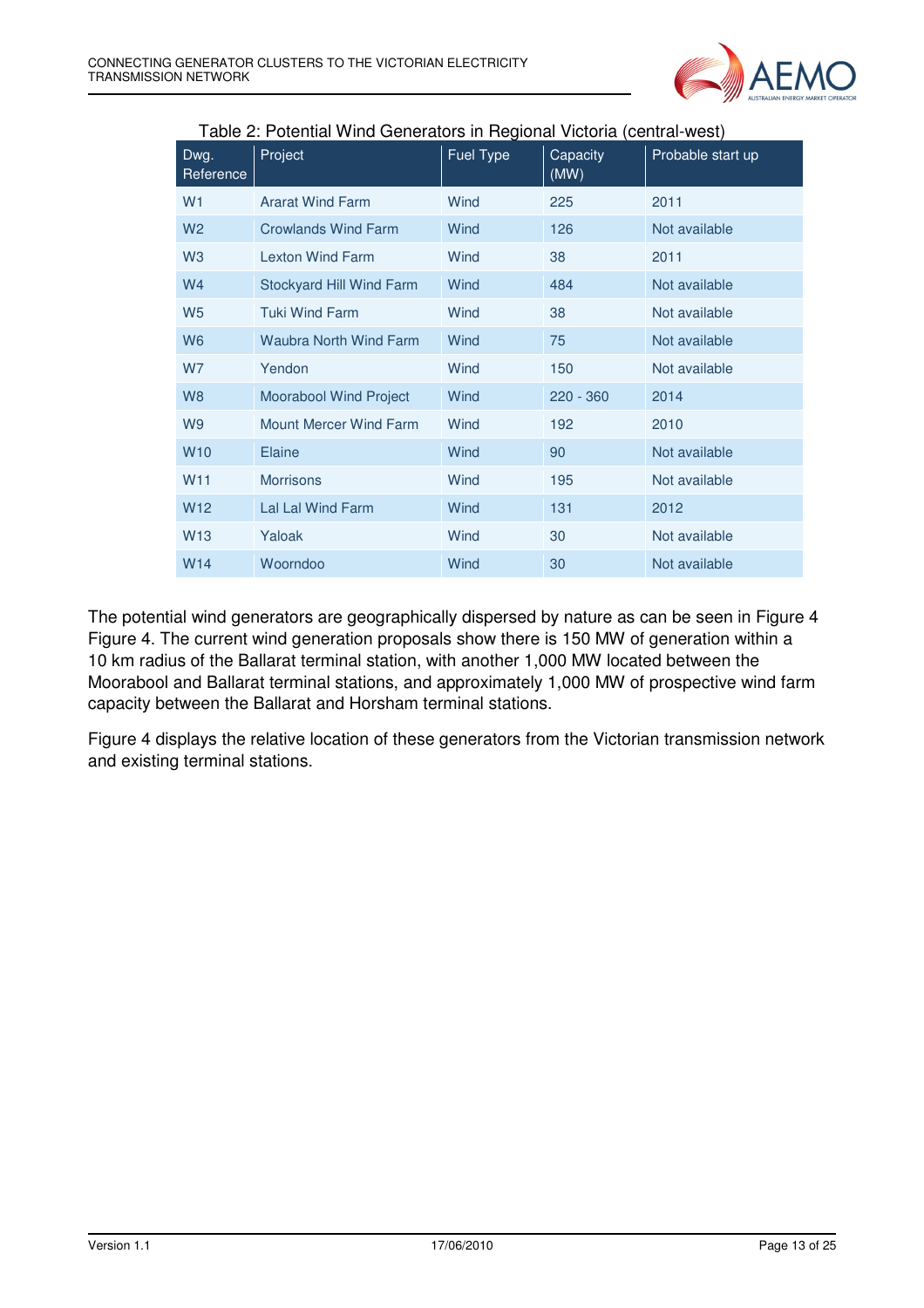Table 2: Potential Wind Generators in Regional Victoria (central-west)

| Dwg. Reference | Project | Fuel Type | Capacity (MW) | Probable start up |
|---|---|---|---|---|
| W1 | Ararat Wind Farm | Wind | 225 | 2011 |
| W2 | Crowlands Wind Farm | Wind | 126 | Not available |
| W3 | Lexton Wind Farm | Wind | 38 | 2011 |
| W4 | Stockyard Hill Wind Farm | Wind | 484 | Not available |
| W5 | Tuki Wind Farm | Wind | 38 | Not available |
| W6 | Waubra North Wind Farm | Wind | 75 | Not available |
| W7 | Yendon | Wind | 150 | Not available |
| W8 | Moorabool Wind Project | Wind | 220 - 360 | 2014 |
| W9 | Mount Mercer Wind Farm | Wind | 192 | 2010 |
| W10 | Elaine | Wind | 90 | Not available |
| W11 | Morrisons | Wind | 195 | Not available |
| W12 | Lal Lal Wind Farm | Wind | 131 | 2012 |
| W13 | Yaloak | Wind | 30 | Not available |
| W14 | Woorndoo | Wind | 30 | Not available |

The potential wind generators are geographically dispersed by nature as can be seen in Figure 4 Figure 4. The current wind generation proposals show there is 150 MW of generation within a 10 km radius of the Ballarat terminal station, with another 1,000 MW located between the Moorabool and Ballarat terminal stations, and approximately 1,000 MW of prospective wind farm capacity between the Ballarat and Horsham terminal stations.

Figure 4 displays the relative location of these generators from the Victorian transmission network and existing terminal stations.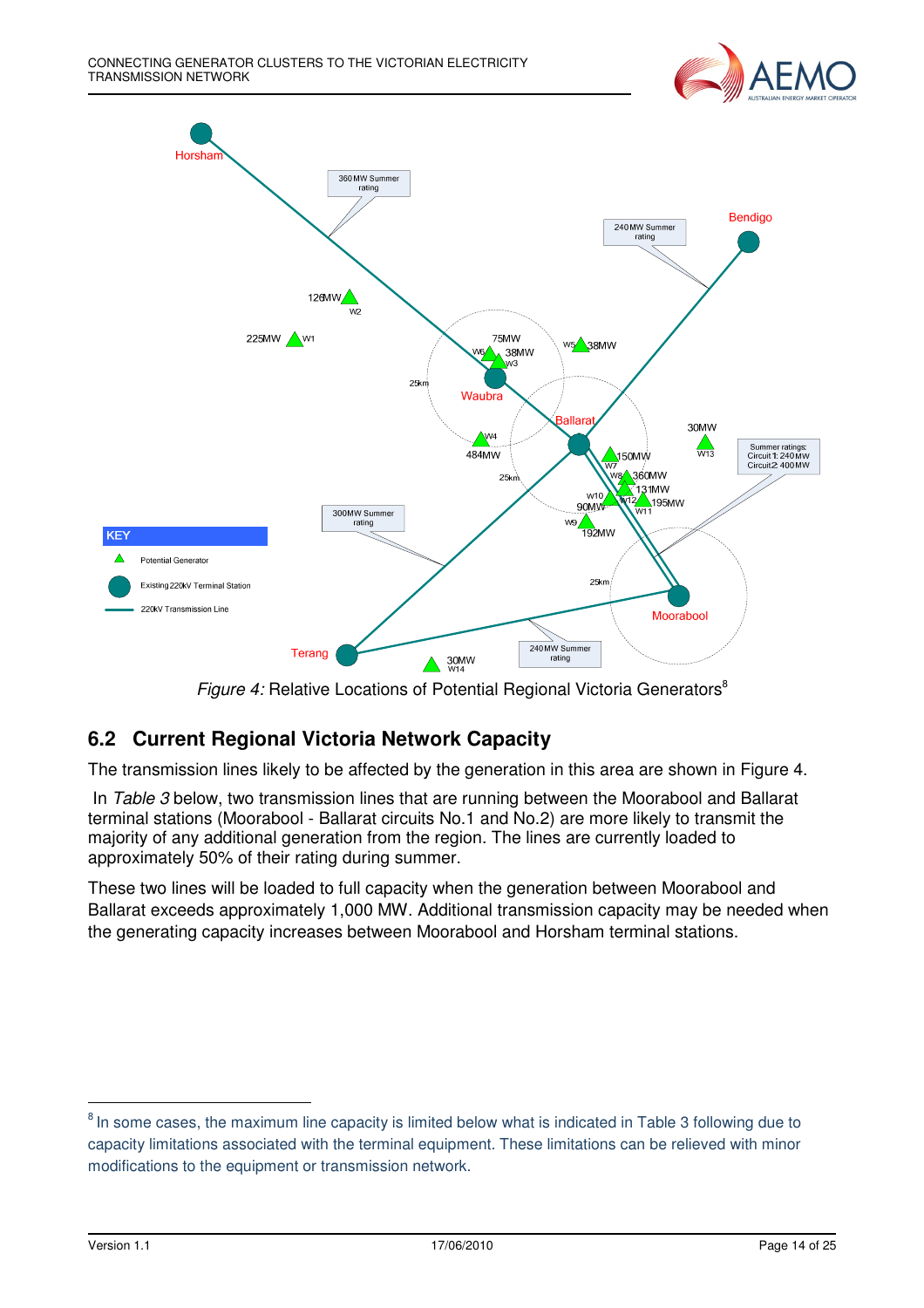*Figure 4:* Relative Locations of Potential Regional Victoria Generators[8]

## 6.2 Current Regional Victoria Network Capacity

The transmission lines likely to be affected by the generation in this area are shown in Figure 4.

In *Table 3* below, two transmission lines that are running between the Moorabool and Ballarat terminal stations (Moorabool - Ballarat circuits No.1 and No.2) are more likely to transmit the majority of any additional generation from the region. The lines are currently loaded to approximately 50% of their rating during summer.

These two lines will be loaded to full capacity when the generation between Moorabool and Ballarat exceeds approximately 1,000 MW. Additional transmission capacity may be needed when the generating capacity increases between Moorabool and Horsham terminal stations.

[8] In some cases, the maximum line capacity is limited below what is indicated in Table 3 following due to capacity limitations associated with the terminal equipment. These limitations can be relieved with minor modifications to the equipment or transmission network.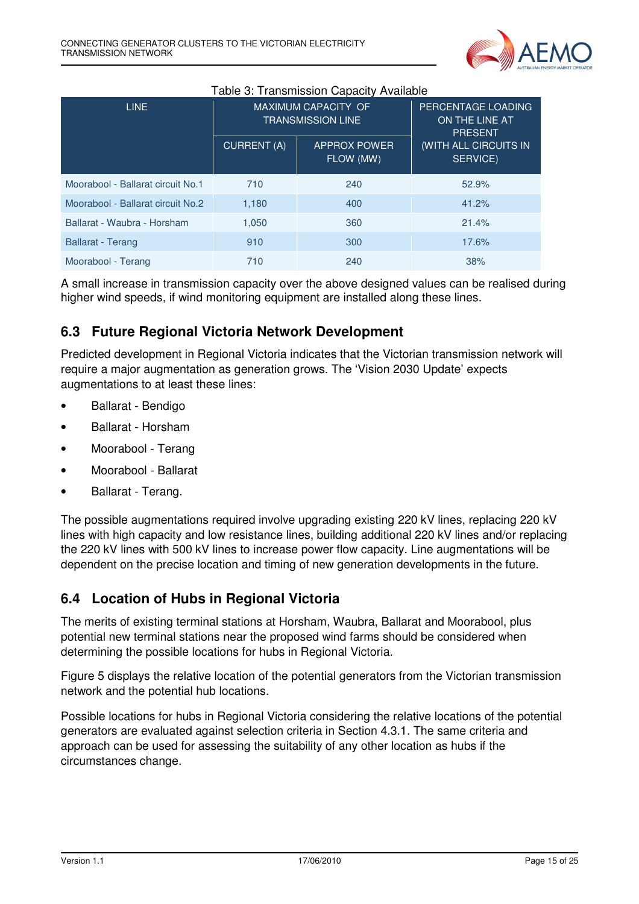Table 3: Transmission Capacity Available

| LINE | MAXIMUM CAPACITY OF TRANSMISSION LINE | | PERCENTAGE LOADING ON THE LINE AT PRESENT (WITH ALL CIRCUITS IN SERVICE) |
|---|---|---|---|
| | CURRENT (A) | APPROX POWER FLOW (MW) | |
| Moorabool - Ballarat circuit No.1 | 710 | 240 | 52.9% |
| Moorabool - Ballarat circuit No.2 | 1,180 | 400 | 41.2% |
| Ballarat - Waubra - Horsham | 1,050 | 360 | 21.4% |
| Ballarat - Terang | 910 | 300 | 17.6% |
| Moorabool - Terang | 710 | 240 | 38% |

A small increase in transmission capacity over the above designed values can be realised during higher wind speeds, if wind monitoring equipment are installed along these lines.

## 6.3 Future Regional Victoria Network Development

Predicted development in Regional Victoria indicates that the Victorian transmission network will require a major augmentation as generation grows. The 'Vision 2030 Update' expects augmentations to at least these lines:

- Ballarat - Bendigo
- Ballarat - Horsham
- Moorabool - Terang
- Moorabool - Ballarat
- Ballarat - Terang.

The possible augmentations required involve upgrading existing 220 kV lines, replacing 220 kV lines with high capacity and low resistance lines, building additional 220 kV lines and/or replacing the 220 kV lines with 500 kV lines to increase power flow capacity. Line augmentations will be dependent on the precise location and timing of new generation developments in the future.

## 6.4 Location of Hubs in Regional Victoria

The merits of existing terminal stations at Horsham, Waubra, Ballarat and Moorabool, plus potential new terminal stations near the proposed wind farms should be considered when determining the possible locations for hubs in Regional Victoria.

Figure 5 displays the relative location of the potential generators from the Victorian transmission network and the potential hub locations.

Possible locations for hubs in Regional Victoria considering the relative locations of the potential generators are evaluated against selection criteria in Section 4.3.1. The same criteria and approach can be used for assessing the suitability of any other location as hubs if the circumstances change.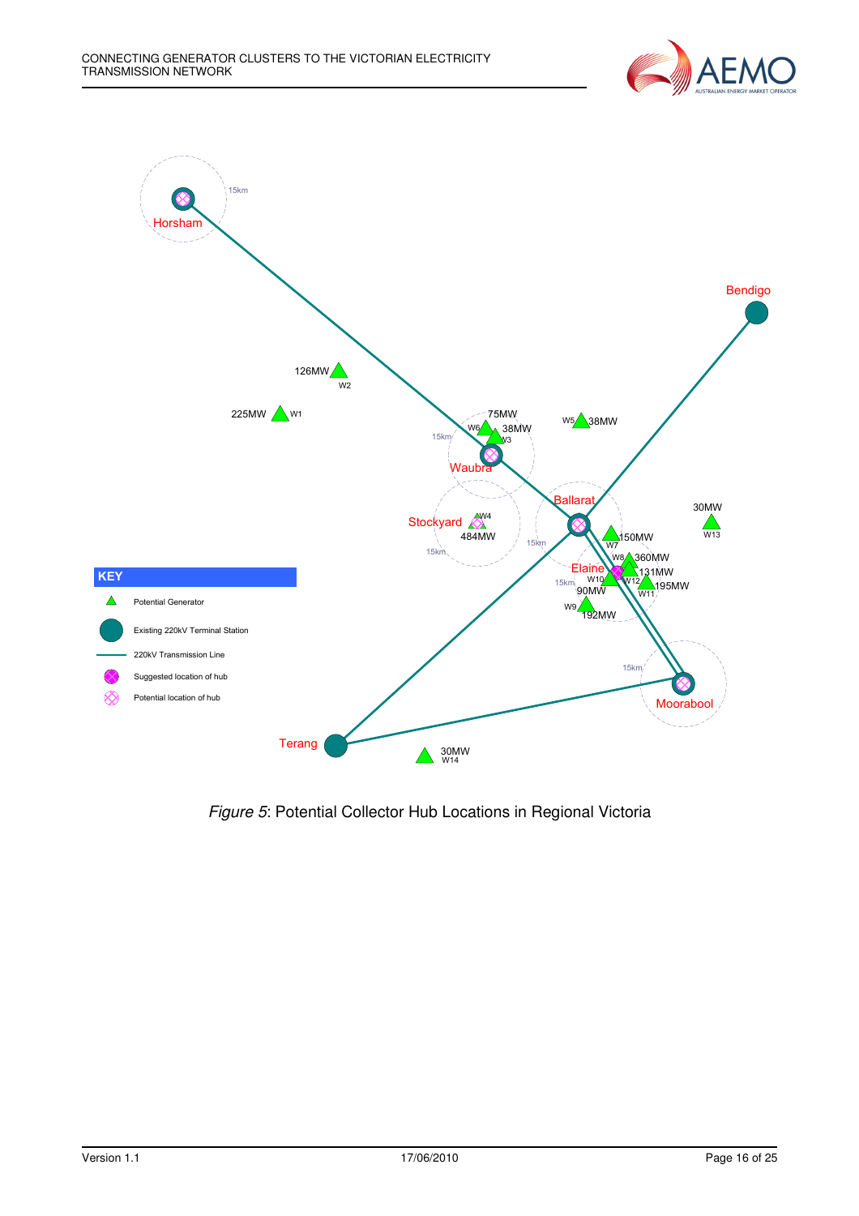*Figure 5*: Potential Collector Hub Locations in Regional Victoria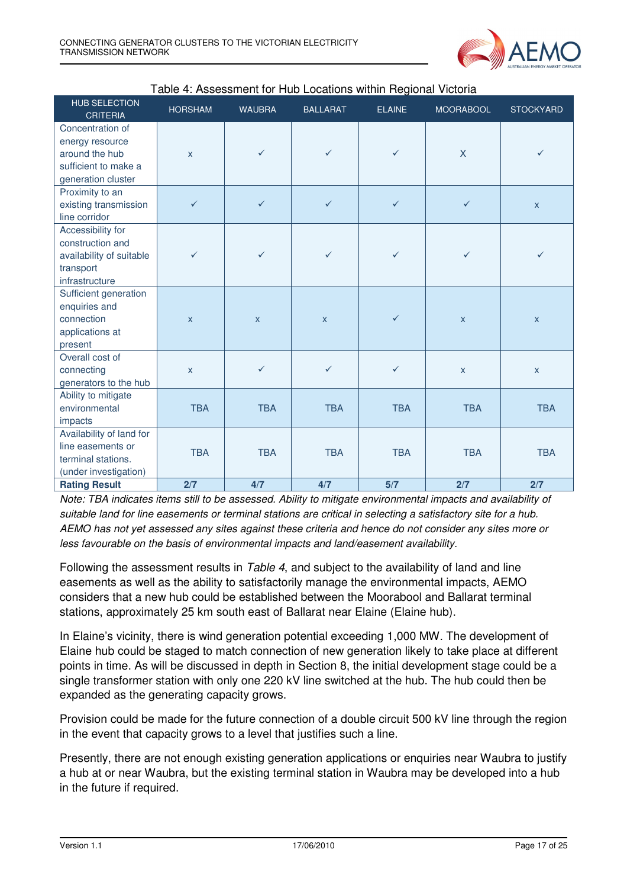Table 4: Assessment for Hub Locations within Regional Victoria

| HUB SELECTION CRITERIA | HORSHAM | WAUBRA | BALLARAT | ELAINE | MOORABOOL | STOCKYARD |
|---|---|---|---|---|---|---|
| Concentration of energy resource around the hub sufficient to make a generation cluster | x | ✓ | ✓ | ✓ | X | ✓ |
| Proximity to an existing transmission line corridor | ✓ | ✓ | ✓ | ✓ | ✓ | x |
| Accessibility for construction and availability of suitable transport infrastructure | ✓ | ✓ | ✓ | ✓ | ✓ | ✓ |
| Sufficient generation enquiries and connection applications at present | x | x | x | ✓ | x | x |
| Overall cost of connecting generators to the hub | x | ✓ | ✓ | ✓ | x | x |
| Ability to mitigate environmental impacts | TBA | TBA | TBA | TBA | TBA | TBA |
| Availability of land for line easements or terminal stations. (under investigation) | TBA | TBA | TBA | TBA | TBA | TBA |
| **Rating Result** | **2/7** | **4/7** | **4/7** | **5/7** | **2/7** | **2/7** |

*Note: TBA indicates items still to be assessed. Ability to mitigate environmental impacts and availability of suitable land for line easements or terminal stations are critical in selecting a satisfactory site for a hub. AEMO has not yet assessed any sites against these criteria and hence do not consider any sites more or less favourable on the basis of environmental impacts and land/easement availability.*

Following the assessment results in *Table 4*, and subject to the availability of land and line easements as well as the ability to satisfactorily manage the environmental impacts, AEMO considers that a new hub could be established between the Moorabool and Ballarat terminal stations, approximately 25 km south east of Ballarat near Elaine (Elaine hub).

In Elaine's vicinity, there is wind generation potential exceeding 1,000 MW. The development of Elaine hub could be staged to match connection of new generation likely to take place at different points in time. As will be discussed in depth in Section 8, the initial development stage could be a single transformer station with only one 220 kV line switched at the hub. The hub could then be expanded as the generating capacity grows.

Provision could be made for the future connection of a double circuit 500 kV line through the region in the event that capacity grows to a level that justifies such a line.

Presently, there are not enough existing generation applications or enquiries near Waubra to justify a hub at or near Waubra, but the existing terminal station in Waubra may be developed into a hub in the future if required.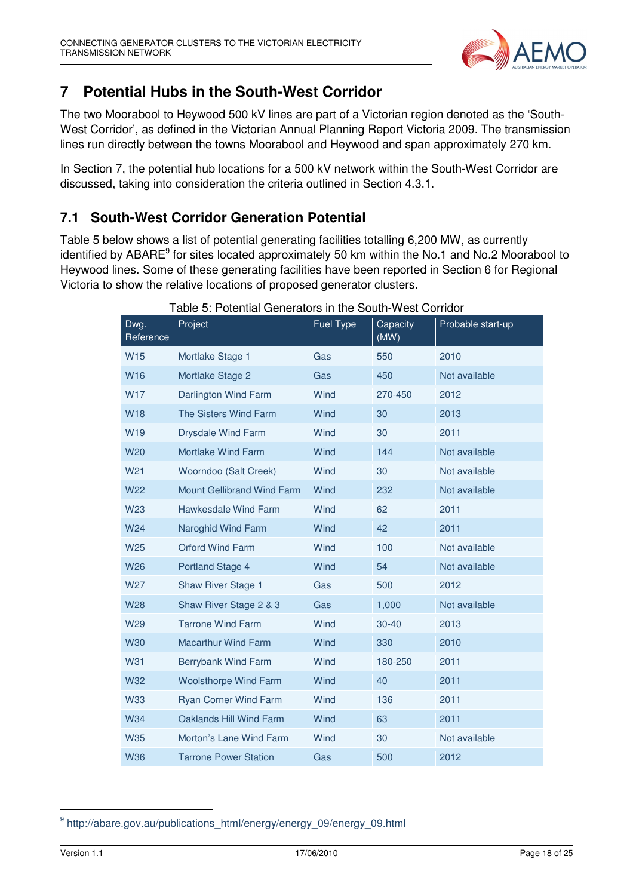# 7 Potential Hubs in the South-West Corridor

The two Moorabool to Heywood 500 kV lines are part of a Victorian region denoted as the 'South-West Corridor', as defined in the Victorian Annual Planning Report Victoria 2009. The transmission lines run directly between the towns Moorabool and Heywood and span approximately 270 km.

In Section 7, the potential hub locations for a 500 kV network within the South-West Corridor are discussed, taking into consideration the criteria outlined in Section 4.3.1.

## 7.1 South-West Corridor Generation Potential

Table 5 below shows a list of potential generating facilities totalling 6,200 MW, as currently identified by ABARE[9] for sites located approximately 50 km within the No.1 and No.2 Moorabool to Heywood lines. Some of these generating facilities have been reported in Section 6 for Regional Victoria to show the relative locations of proposed generator clusters.

Table 5: Potential Generators in the South-West Corridor

| Dwg. Reference | Project | Fuel Type | Capacity (MW) | Probable start-up |
|---|---|---|---|---|
| W15 | Mortlake Stage 1 | Gas | 550 | 2010 |
| W16 | Mortlake Stage 2 | Gas | 450 | Not available |
| W17 | Darlington Wind Farm | Wind | 270-450 | 2012 |
| W18 | The Sisters Wind Farm | Wind | 30 | 2013 |
| W19 | Drysdale Wind Farm | Wind | 30 | 2011 |
| W20 | Mortlake Wind Farm | Wind | 144 | Not available |
| W21 | Woorndoo (Salt Creek) | Wind | 30 | Not available |
| W22 | Mount Gellibrand Wind Farm | Wind | 232 | Not available |
| W23 | Hawkesdale Wind Farm | Wind | 62 | 2011 |
| W24 | Naroghid Wind Farm | Wind | 42 | 2011 |
| W25 | Orford Wind Farm | Wind | 100 | Not available |
| W26 | Portland Stage 4 | Wind | 54 | Not available |
| W27 | Shaw River Stage 1 | Gas | 500 | 2012 |
| W28 | Shaw River Stage 2 & 3 | Gas | 1,000 | Not available |
| W29 | Tarrone Wind Farm | Wind | 30-40 | 2013 |
| W30 | Macarthur Wind Farm | Wind | 330 | 2010 |
| W31 | Berrybank Wind Farm | Wind | 180-250 | 2011 |
| W32 | Woolsthorpe Wind Farm | Wind | 40 | 2011 |
| W33 | Ryan Corner Wind Farm | Wind | 136 | 2011 |
| W34 | Oaklands Hill Wind Farm | Wind | 63 | 2011 |
| W35 | Morton's Lane Wind Farm | Wind | 30 | Not available |
| W36 | Tarrone Power Station | Gas | 500 | 2012 |

[9] http://abare.gov.au/publications_html/energy/energy_09/energy_09.html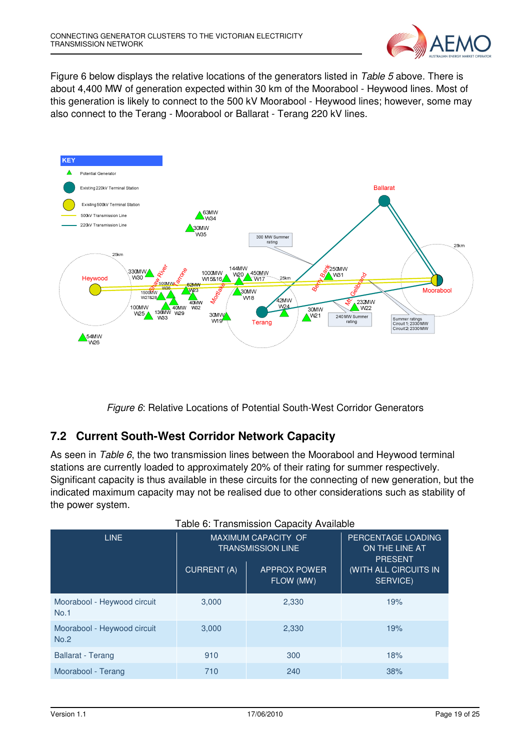Figure 6 below displays the relative locations of the generators listed in *Table 5* above. There is about 4,400 MW of generation expected within 30 km of the Moorabool - Heywood lines. Most of this generation is likely to connect to the 500 kV Moorabool - Heywood lines; however, some may also connect to the Terang - Moorabool or Ballarat - Terang 220 kV lines.

*Figure 6*: Relative Locations of Potential South-West Corridor Generators

## 7.2 Current South-West Corridor Network Capacity

As seen in *Table 6*, the two transmission lines between the Moorabool and Heywood terminal stations are currently loaded to approximately 20% of their rating for summer respectively. Significant capacity is thus available in these circuits for the connecting of new generation, but the indicated maximum capacity may not be realised due to other considerations such as stability of the power system.

Table 6: Transmission Capacity Available

| LINE | MAXIMUM CAPACITY OF TRANSMISSION LINE | | PERCENTAGE LOADING ON THE LINE AT PRESENT (WITH ALL CIRCUITS IN SERVICE) |
|---|---|---|---|
| | CURRENT (A) | APPROX POWER FLOW (MW) | |
| Moorabool - Heywood circuit No.1 | 3,000 | 2,330 | 19% |
| Moorabool - Heywood circuit No.2 | 3,000 | 2,330 | 19% |
| Ballarat - Terang | 910 | 300 | 18% |
| Moorabool - Terang | 710 | 240 | 38% |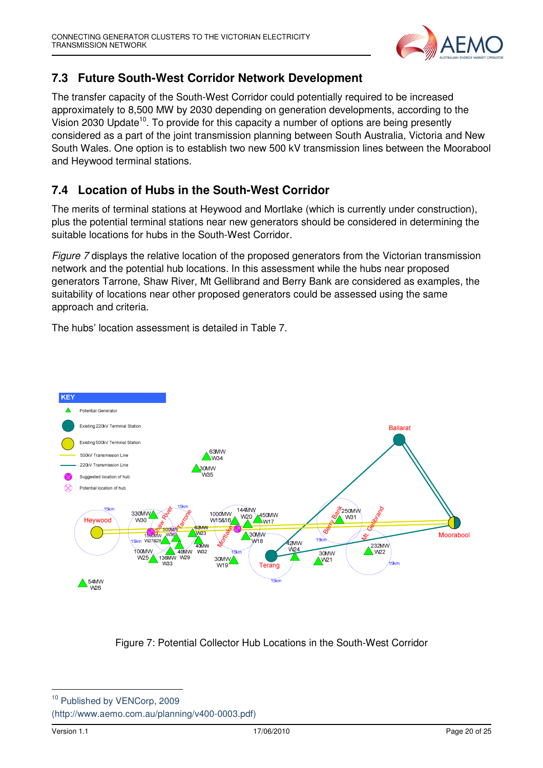## 7.3 Future South-West Corridor Network Development

The transfer capacity of the South-West Corridor could potentially required to be increased approximately to 8,500 MW by 2030 depending on generation developments, according to the Vision 2030 Update[10]. To provide for this capacity a number of options are being presently considered as a part of the joint transmission planning between South Australia, Victoria and New South Wales. One option is to establish two new 500 kV transmission lines between the Moorabool and Heywood terminal stations.

## 7.4 Location of Hubs in the South-West Corridor

The merits of terminal stations at Heywood and Mortlake (which is currently under construction), plus the potential terminal stations near new generators should be considered in determining the suitable locations for hubs in the South-West Corridor.

*Figure 7* displays the relative location of the proposed generators from the Victorian transmission network and the potential hub locations. In this assessment while the hubs near proposed generators Tarrone, Shaw River, Mt Gellibrand and Berry Bank are considered as examples, the suitability of locations near other proposed generators could be assessed using the same approach and criteria.

The hubs' location assessment is detailed in Table 7.

Figure 7: Potential Collector Hub Locations in the South-West Corridor

---

[10] Published by VENCorp, 2009 (http://www.aemo.com.au/planning/v400-0003.pdf)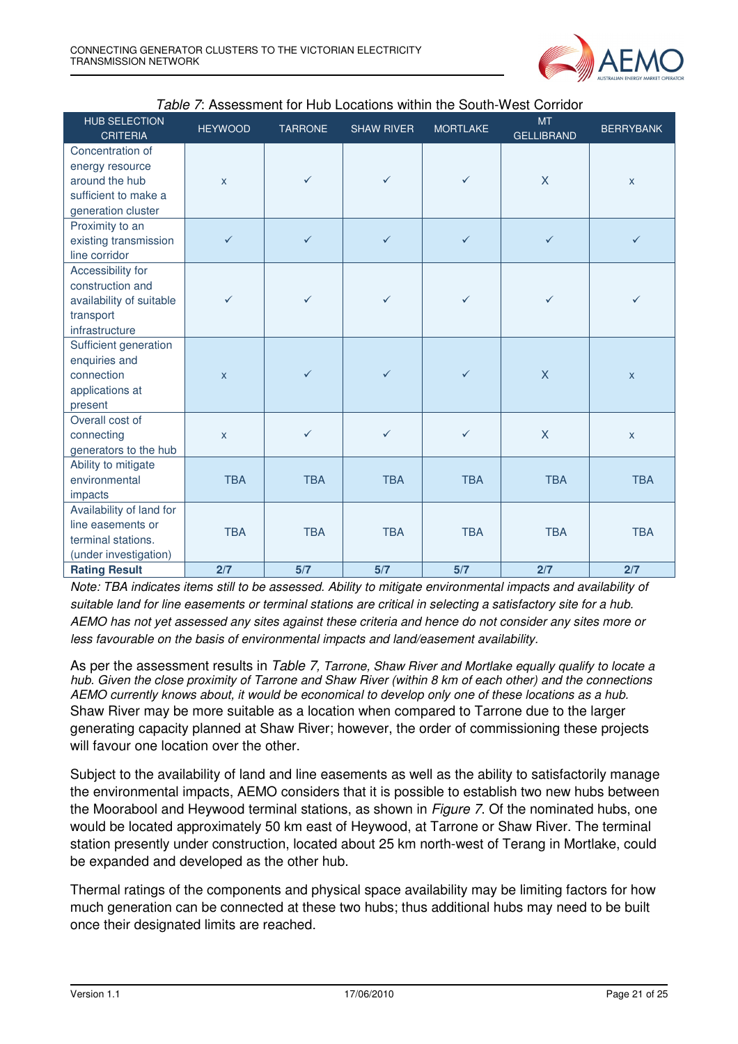*Table 7*: Assessment for Hub Locations within the South-West Corridor

| HUB SELECTION CRITERIA | HEYWOOD | TARRONE | SHAW RIVER | MORTLAKE | MT GELLIBRAND | BERRYBANK |
|---|---|---|---|---|---|---|
| Concentration of energy resource around the hub sufficient to make a generation cluster | x | ✓ | ✓ | ✓ | X | x |
| Proximity to an existing transmission line corridor | ✓ | ✓ | ✓ | ✓ | ✓ | ✓ |
| Accessibility for construction and availability of suitable transport infrastructure | ✓ | ✓ | ✓ | ✓ | ✓ | ✓ |
| Sufficient generation enquiries and connection applications at present | x | ✓ | ✓ | ✓ | X | x |
| Overall cost of connecting generators to the hub | x | ✓ | ✓ | ✓ | X | x |
| Ability to mitigate environmental impacts | TBA | TBA | TBA | TBA | TBA | TBA |
| Availability of land for line easements or terminal stations. (under investigation) | TBA | TBA | TBA | TBA | TBA | TBA |
| **Rating Result** | **2/7** | **5/7** | **5/7** | **5/7** | **2/7** | **2/7** |

*Note: TBA indicates items still to be assessed. Ability to mitigate environmental impacts and availability of suitable land for line easements or terminal stations are critical in selecting a satisfactory site for a hub. AEMO has not yet assessed any sites against these criteria and hence do not consider any sites more or less favourable on the basis of environmental impacts and land/easement availability.*

As per the assessment results in *Table 7, Tarrone, Shaw River and Mortlake equally qualify to locate a hub. Given the close proximity of Tarrone and Shaw River (within 8 km of each other) and the connections AEMO currently knows about, it would be economical to develop only one of these locations as a hub.* Shaw River may be more suitable as a location when compared to Tarrone due to the larger generating capacity planned at Shaw River; however, the order of commissioning these projects will favour one location over the other.

Subject to the availability of land and line easements as well as the ability to satisfactorily manage the environmental impacts, AEMO considers that it is possible to establish two new hubs between the Moorabool and Heywood terminal stations, as shown in *Figure 7*. Of the nominated hubs, one would be located approximately 50 km east of Heywood, at Tarrone or Shaw River. The terminal station presently under construction, located about 25 km north-west of Terang in Mortlake, could be expanded and developed as the other hub.

Thermal ratings of the components and physical space availability may be limiting factors for how much generation can be connected at these two hubs; thus additional hubs may need to be built once their designated limits are reached.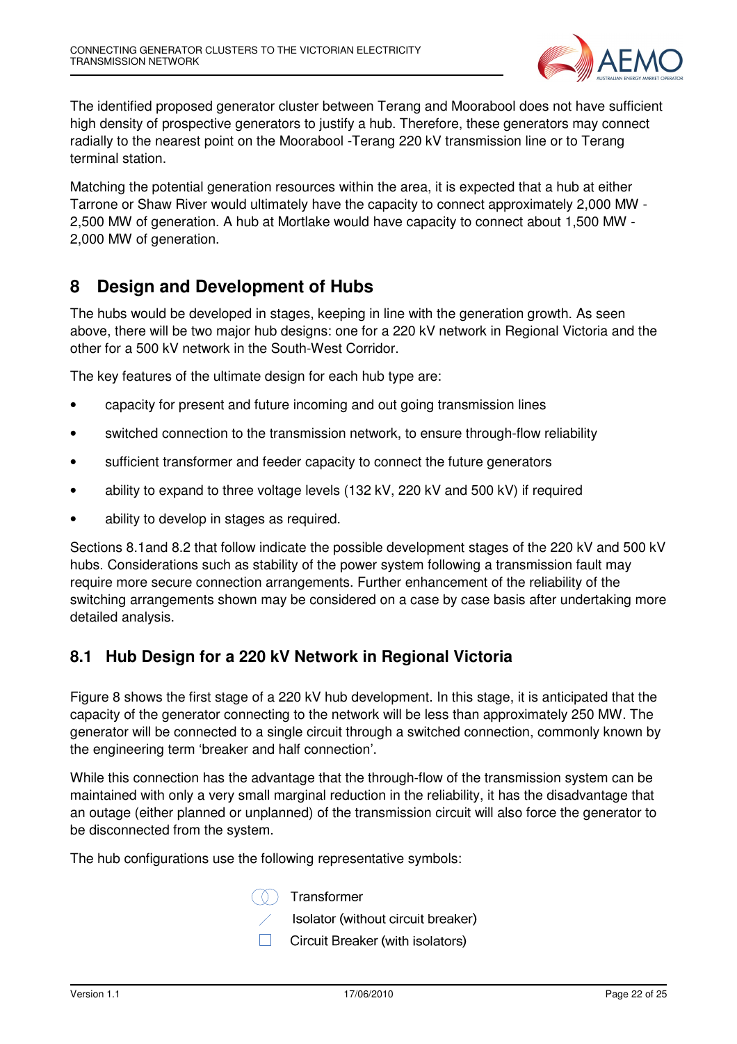The identified proposed generator cluster between Terang and Moorabool does not have sufficient high density of prospective generators to justify a hub. Therefore, these generators may connect radially to the nearest point on the Moorabool -Terang 220 kV transmission line or to Terang terminal station.

Matching the potential generation resources within the area, it is expected that a hub at either Tarrone or Shaw River would ultimately have the capacity to connect approximately 2,000 MW - 2,500 MW of generation. A hub at Mortlake would have capacity to connect about 1,500 MW - 2,000 MW of generation.

# 8 Design and Development of Hubs

The hubs would be developed in stages, keeping in line with the generation growth. As seen above, there will be two major hub designs: one for a 220 kV network in Regional Victoria and the other for a 500 kV network in the South-West Corridor.

The key features of the ultimate design for each hub type are:

- capacity for present and future incoming and out going transmission lines
- switched connection to the transmission network, to ensure through-flow reliability
- sufficient transformer and feeder capacity to connect the future generators
- ability to expand to three voltage levels (132 kV, 220 kV and 500 kV) if required
- ability to develop in stages as required.

Sections 8.1and 8.2 that follow indicate the possible development stages of the 220 kV and 500 kV hubs. Considerations such as stability of the power system following a transmission fault may require more secure connection arrangements. Further enhancement of the reliability of the switching arrangements shown may be considered on a case by case basis after undertaking more detailed analysis.

## 8.1 Hub Design for a 220 kV Network in Regional Victoria

Figure 8 shows the first stage of a 220 kV hub development. In this stage, it is anticipated that the capacity of the generator connecting to the network will be less than approximately 250 MW. The generator will be connected to a single circuit through a switched connection, commonly known by the engineering term 'breaker and half connection'.

While this connection has the advantage that the through-flow of the transmission system can be maintained with only a very small marginal reduction in the reliability, it has the disadvantage that an outage (either planned or unplanned) of the transmission circuit will also force the generator to be disconnected from the system.

The hub configurations use the following representative symbols:

Transformer

Isolator (without circuit breaker)

Circuit Breaker (with isolators)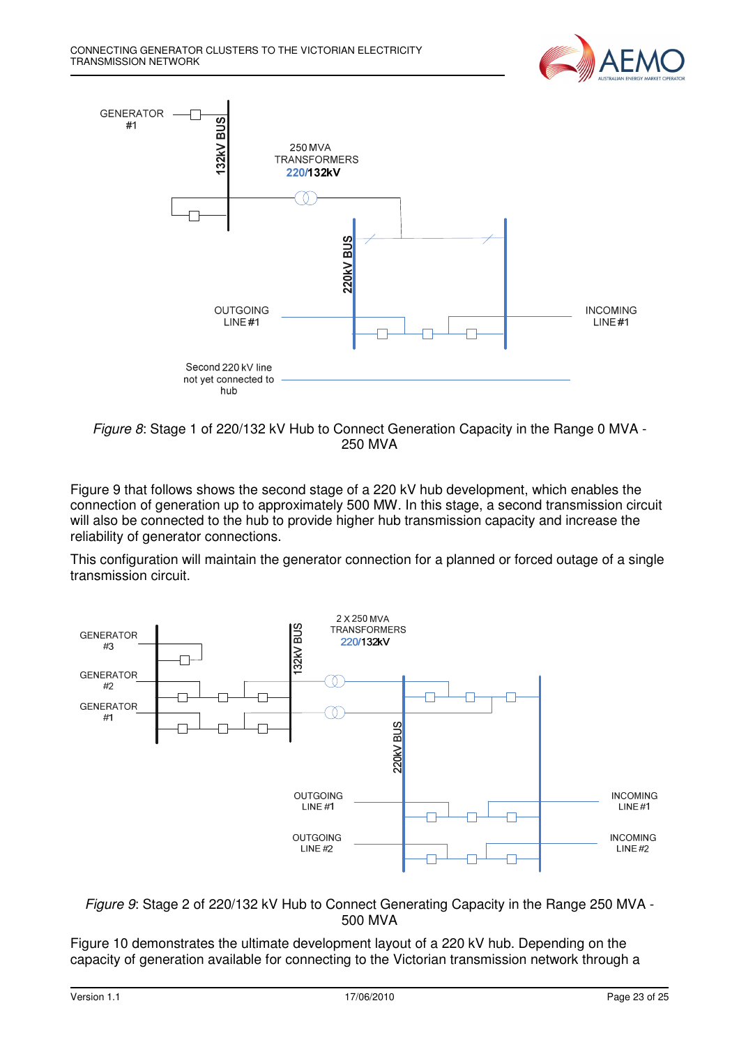*Figure 8*: Stage 1 of 220/132 kV Hub to Connect Generation Capacity in the Range 0 MVA - 250 MVA

Figure 9 that follows shows the second stage of a 220 kV hub development, which enables the connection of generation up to approximately 500 MW. In this stage, a second transmission circuit will also be connected to the hub to provide higher hub transmission capacity and increase the reliability of generator connections.

This configuration will maintain the generator connection for a planned or forced outage of a single transmission circuit.

*Figure 9*: Stage 2 of 220/132 kV Hub to Connect Generating Capacity in the Range 250 MVA - 500 MVA

Figure 10 demonstrates the ultimate development layout of a 220 kV hub. Depending on the capacity of generation available for connecting to the Victorian transmission network through a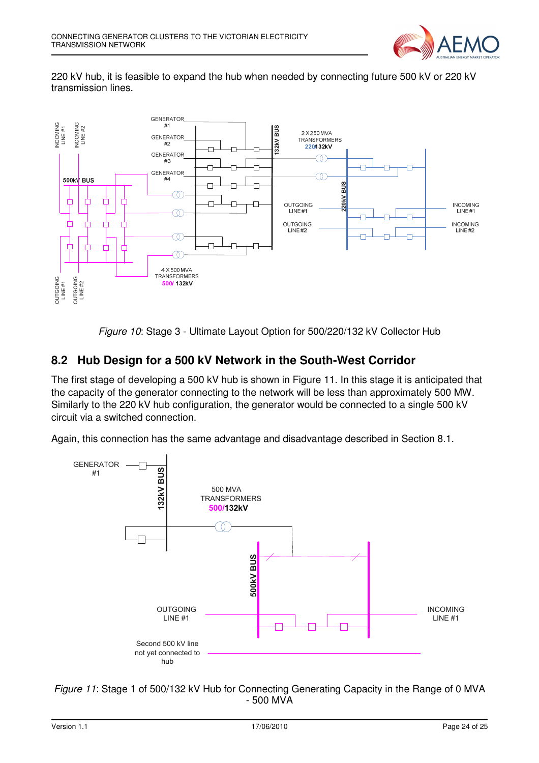220 kV hub, it is feasible to expand the hub when needed by connecting future 500 kV or 220 kV transmission lines.

*Figure 10*: Stage 3 - Ultimate Layout Option for 500/220/132 kV Collector Hub

## 8.2 Hub Design for a 500 kV Network in the South-West Corridor

The first stage of developing a 500 kV hub is shown in Figure 11. In this stage it is anticipated that the capacity of the generator connecting to the network will be less than approximately 500 MW. Similarly to the 220 kV hub configuration, the generator would be connected to a single 500 kV circuit via a switched connection.

Again, this connection has the same advantage and disadvantage described in Section 8.1.

*Figure 11*: Stage 1 of 500/132 kV Hub for Connecting Generating Capacity in the Range of 0 MVA - 500 MVA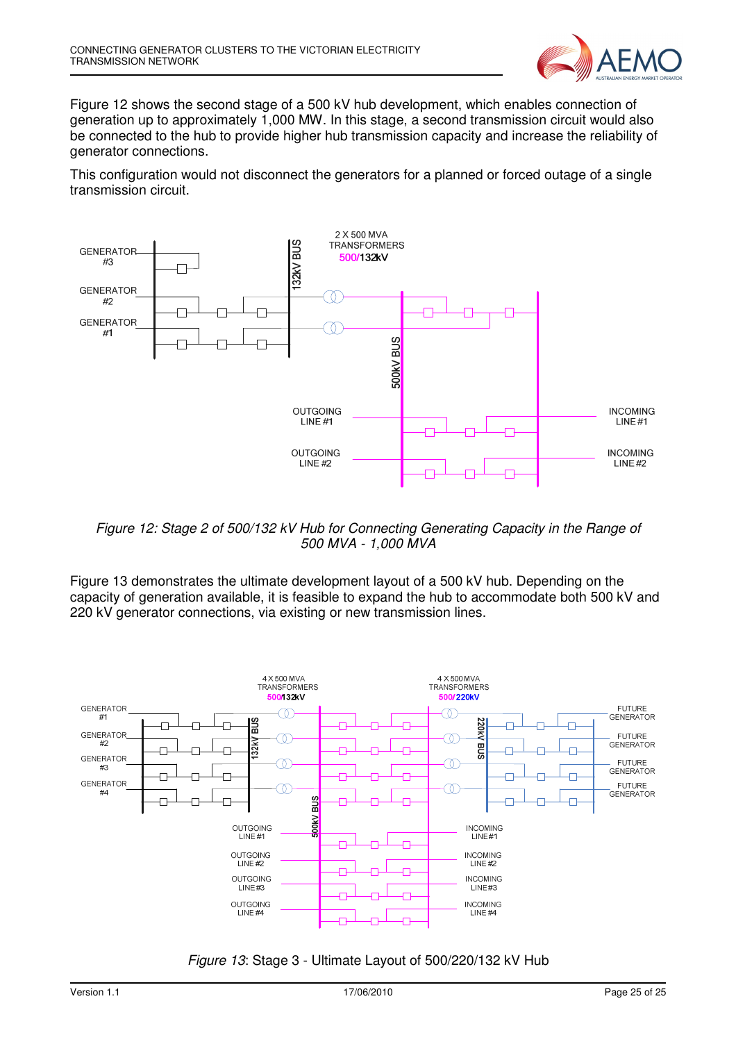Figure 12 shows the second stage of a 500 kV hub development, which enables connection of generation up to approximately 1,000 MW. In this stage, a second transmission circuit would also be connected to the hub to provide higher hub transmission capacity and increase the reliability of generator connections.

This configuration would not disconnect the generators for a planned or forced outage of a single transmission circuit.

GENERATOR #3
GENERATOR #2
GENERATOR #1
132kV BUS
2 X 500 MVA TRANSFORMERS
500/132kV
500kV BUS
OUTGOING LINE #1
OUTGOING LINE #2
INCOMING LINE #1
INCOMING LINE #2

*Figure 12: Stage 2 of 500/132 kV Hub for Connecting Generating Capacity in the Range of 500 MVA - 1,000 MVA*

Figure 13 demonstrates the ultimate development layout of a 500 kV hub. Depending on the capacity of generation available, it is feasible to expand the hub to accommodate both 500 kV and 220 kV generator connections, via existing or new transmission lines.

GENERATOR #1
GENERATOR #2
GENERATOR #3
GENERATOR #4
132kV BUS
4 X 500 MVA TRANSFORMERS
500/132kV
500kV BUS
4 X 500 MVA TRANSFORMERS
500/220kV
220kV BUS
FUTURE GENERATOR
FUTURE GENERATOR
FUTURE GENERATOR
FUTURE GENERATOR
OUTGOING LINE #1
OUTGOING LINE #2
OUTGOING LINE #3
OUTGOING LINE #4
INCOMING LINE #1
INCOMING LINE #2
INCOMING LINE #3
INCOMING LINE #4

*Figure 13*: Stage 3 - Ultimate Layout of 500/220/132 kV Hub